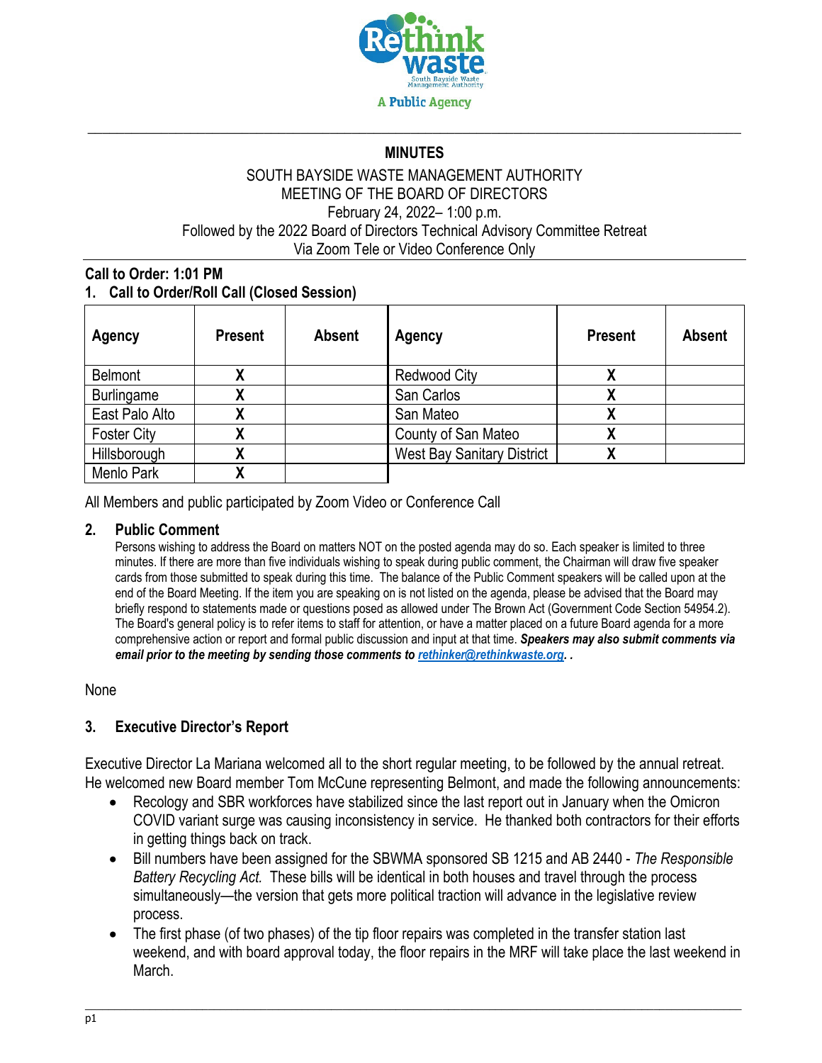**MINUTES**

SOUTH BAYSIDE WASTE MANAGEMENT AUTHORITY
MEETING OF THE BOARD OF DIRECTORS
February 24, 2022– 1:00 p.m.
Followed by the 2022 Board of Directors Technical Advisory Committee Retreat
Via Zoom Tele or Video Conference Only

**Call to Order: 1:01 PM**

## 1. Call to Order/Roll Call (Closed Session)

| Agency | Present | Absent | Agency | Present | Absent |
|---|---|---|---|---|---|
| Belmont | X | | Redwood City | X | |
| Burlingame | X | | San Carlos | X | |
| East Palo Alto | X | | San Mateo | X | |
| Foster City | X | | County of San Mateo | X | |
| Hillsborough | X | | West Bay Sanitary District | X | |
| Menlo Park | X | | | | |

All Members and public participated by Zoom Video or Conference Call

## 2. Public Comment

Persons wishing to address the Board on matters NOT on the posted agenda may do so. Each speaker is limited to three minutes. If there are more than five individuals wishing to speak during public comment, the Chairman will draw five speaker cards from those submitted to speak during this time. The balance of the Public Comment speakers will be called upon at the end of the Board Meeting. If the item you are speaking on is not listed on the agenda, please be advised that the Board may briefly respond to statements made or questions posed as allowed under The Brown Act (Government Code Section 54954.2). The Board's general policy is to refer items to staff for attention, or have a matter placed on a future Board agenda for a more comprehensive action or report and formal public discussion and input at that time. ***Speakers may also submit comments via email prior to the meeting by sending those comments to [rethinker@rethinkwaste.org](mailto:rethinker@rethinkwaste.org). .***

None

## 3. Executive Director's Report

Executive Director La Mariana welcomed all to the short regular meeting, to be followed by the annual retreat. He welcomed new Board member Tom McCune representing Belmont, and made the following announcements:

- Recology and SBR workforces have stabilized since the last report out in January when the Omicron COVID variant surge was causing inconsistency in service. He thanked both contractors for their efforts in getting things back on track.
- Bill numbers have been assigned for the SBWMA sponsored SB 1215 and AB 2440 - *The Responsible Battery Recycling Act.* These bills will be identical in both houses and travel through the process simultaneously—the version that gets more political traction will advance in the legislative review process.
- The first phase (of two phases) of the tip floor repairs was completed in the transfer station last weekend, and with board approval today, the floor repairs in the MRF will take place the last weekend in March.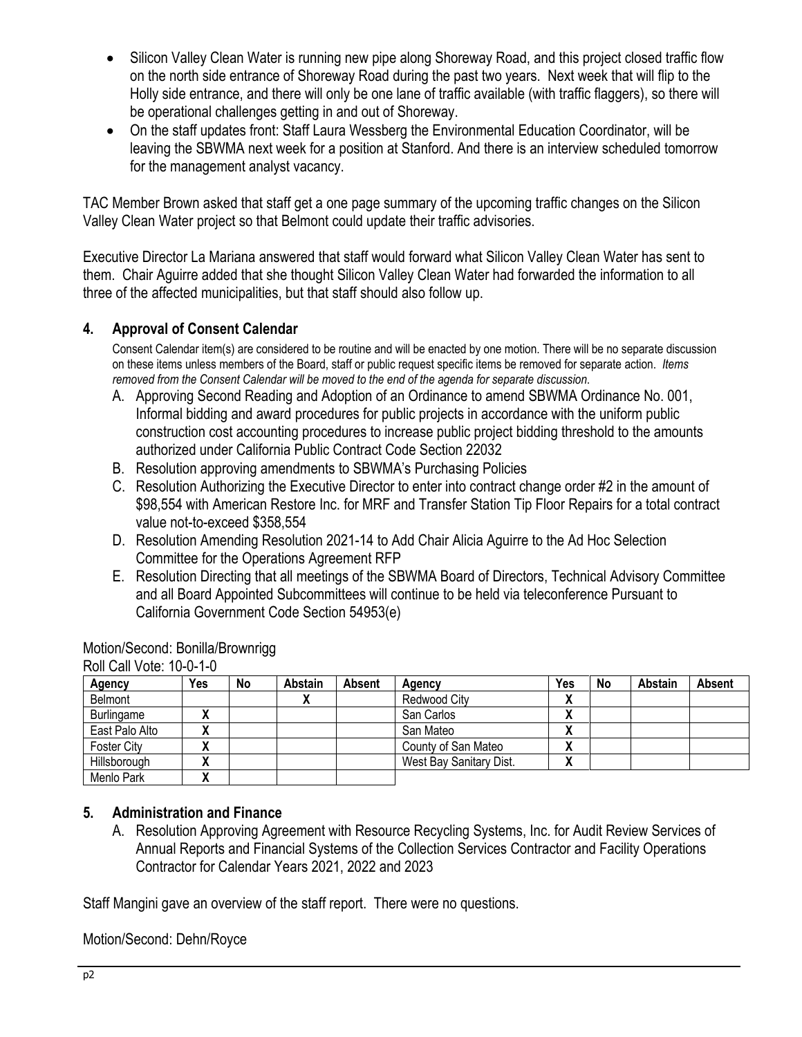- Silicon Valley Clean Water is running new pipe along Shoreway Road, and this project closed traffic flow on the north side entrance of Shoreway Road during the past two years. Next week that will flip to the Holly side entrance, and there will only be one lane of traffic available (with traffic flaggers), so there will be operational challenges getting in and out of Shoreway.
- On the staff updates front: Staff Laura Wessberg the Environmental Education Coordinator, will be leaving the SBWMA next week for a position at Stanford. And there is an interview scheduled tomorrow for the management analyst vacancy.

TAC Member Brown asked that staff get a one page summary of the upcoming traffic changes on the Silicon Valley Clean Water project so that Belmont could update their traffic advisories.

Executive Director La Mariana answered that staff would forward what Silicon Valley Clean Water has sent to them. Chair Aguirre added that she thought Silicon Valley Clean Water had forwarded the information to all three of the affected municipalities, but that staff should also follow up.

## 4. Approval of Consent Calendar

Consent Calendar item(s) are considered to be routine and will be enacted by one motion. There will be no separate discussion on these items unless members of the Board, staff or public request specific items be removed for separate action. *Items removed from the Consent Calendar will be moved to the end of the agenda for separate discussion.*

A. Approving Second Reading and Adoption of an Ordinance to amend SBWMA Ordinance No. 001, Informal bidding and award procedures for public projects in accordance with the uniform public construction cost accounting procedures to increase public project bidding threshold to the amounts authorized under California Public Contract Code Section 22032
B. Resolution approving amendments to SBWMA's Purchasing Policies
C. Resolution Authorizing the Executive Director to enter into contract change order #2 in the amount of $98,554 with American Restore Inc. for MRF and Transfer Station Tip Floor Repairs for a total contract value not-to-exceed $358,554
D. Resolution Amending Resolution 2021-14 to Add Chair Alicia Aguirre to the Ad Hoc Selection Committee for the Operations Agreement RFP
E. Resolution Directing that all meetings of the SBWMA Board of Directors, Technical Advisory Committee and all Board Appointed Subcommittees will continue to be held via teleconference Pursuant to California Government Code Section 54953(e)

Motion/Second: Bonilla/Brownrigg

Roll Call Vote: 10-0-1-0

| Agency | Yes | No | Abstain | Absent | Agency | Yes | No | Abstain | Absent |
|---|---|---|---|---|---|---|---|---|---|
| Belmont | | | X | | Redwood City | X | | | |
| Burlingame | X | | | | San Carlos | X | | | |
| East Palo Alto | X | | | | San Mateo | X | | | |
| Foster City | X | | | | County of San Mateo | X | | | |
| Hillsborough | X | | | | West Bay Sanitary Dist. | X | | | |
| Menlo Park | X | | | | | | | | |

## 5. Administration and Finance

A. Resolution Approving Agreement with Resource Recycling Systems, Inc. for Audit Review Services of Annual Reports and Financial Systems of the Collection Services Contractor and Facility Operations Contractor for Calendar Years 2021, 2022 and 2023

Staff Mangini gave an overview of the staff report. There were no questions.

Motion/Second: Dehn/Royce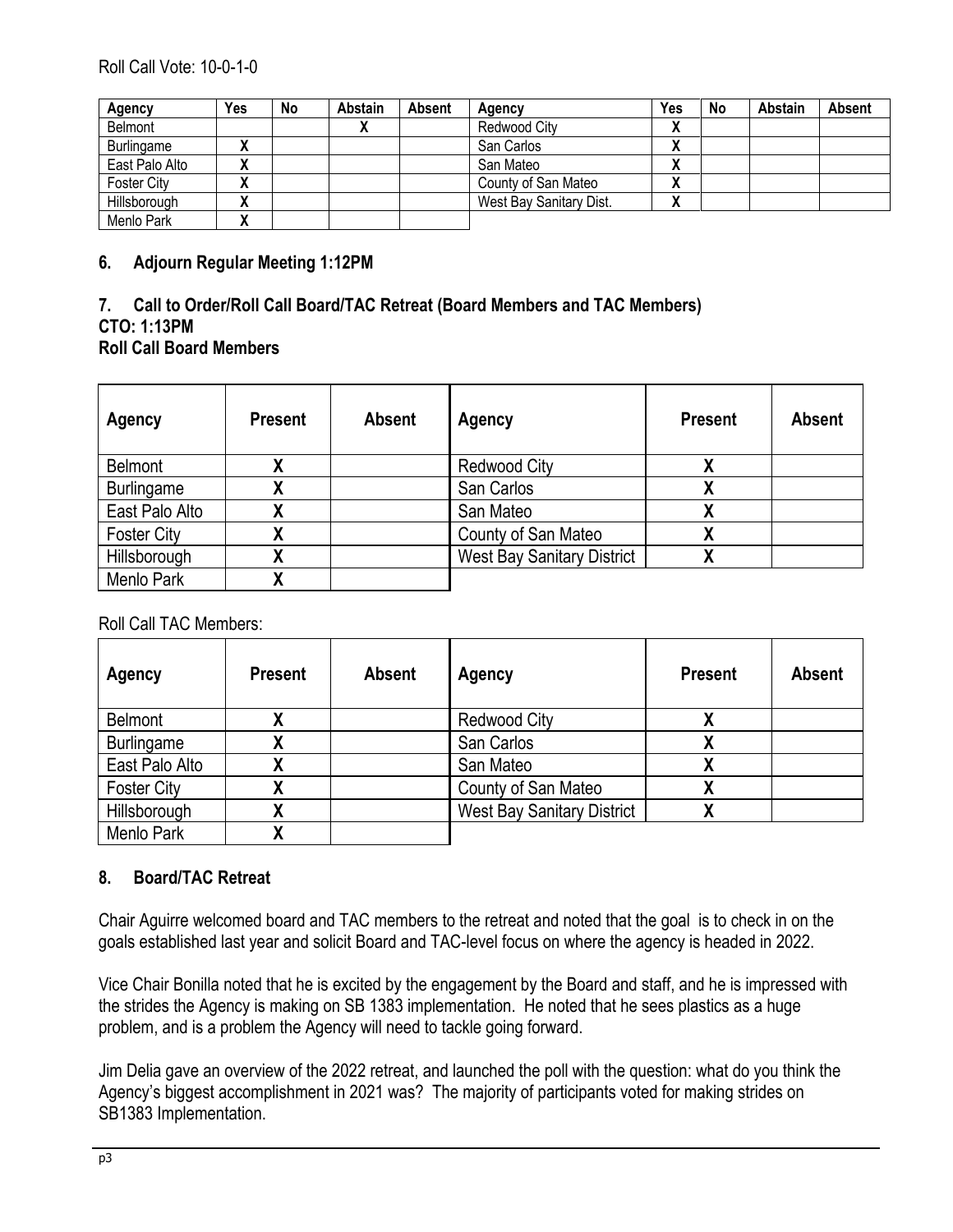Roll Call Vote: 10-0-1-0

| Agency | Yes | No | Abstain | Absent | Agency | Yes | No | Abstain | Absent |
|---|---|---|---|---|---|---|---|---|---|
| Belmont | | | X | | Redwood City | X | | | |
| Burlingame | X | | | | San Carlos | X | | | |
| East Palo Alto | X | | | | San Mateo | X | | | |
| Foster City | X | | | | County of San Mateo | X | | | |
| Hillsborough | X | | | | West Bay Sanitary Dist. | X | | | |
| Menlo Park | X | | | | | | | | |

## 6. Adjourn Regular Meeting 1:12PM

## 7. Call to Order/Roll Call Board/TAC Retreat (Board Members and TAC Members)

**CTO: 1:13PM**

**Roll Call Board Members**

| Agency | Present | Absent | Agency | Present | Absent |
|---|---|---|---|---|---|
| Belmont | X | | Redwood City | X | |
| Burlingame | X | | San Carlos | X | |
| East Palo Alto | X | | San Mateo | X | |
| Foster City | X | | County of San Mateo | X | |
| Hillsborough | X | | West Bay Sanitary District | X | |
| Menlo Park | X | | | | |

Roll Call TAC Members:

| Agency | Present | Absent | Agency | Present | Absent |
|---|---|---|---|---|---|
| Belmont | X | | Redwood City | X | |
| Burlingame | X | | San Carlos | X | |
| East Palo Alto | X | | San Mateo | X | |
| Foster City | X | | County of San Mateo | X | |
| Hillsborough | X | | West Bay Sanitary District | X | |
| Menlo Park | X | | | | |

## 8. Board/TAC Retreat

Chair Aguirre welcomed board and TAC members to the retreat and noted that the goal is to check in on the goals established last year and solicit Board and TAC-level focus on where the agency is headed in 2022.

Vice Chair Bonilla noted that he is excited by the engagement by the Board and staff, and he is impressed with the strides the Agency is making on SB 1383 implementation. He noted that he sees plastics as a huge problem, and is a problem the Agency will need to tackle going forward.

Jim Delia gave an overview of the 2022 retreat, and launched the poll with the question: what do you think the Agency's biggest accomplishment in 2021 was? The majority of participants voted for making strides on SB1383 Implementation.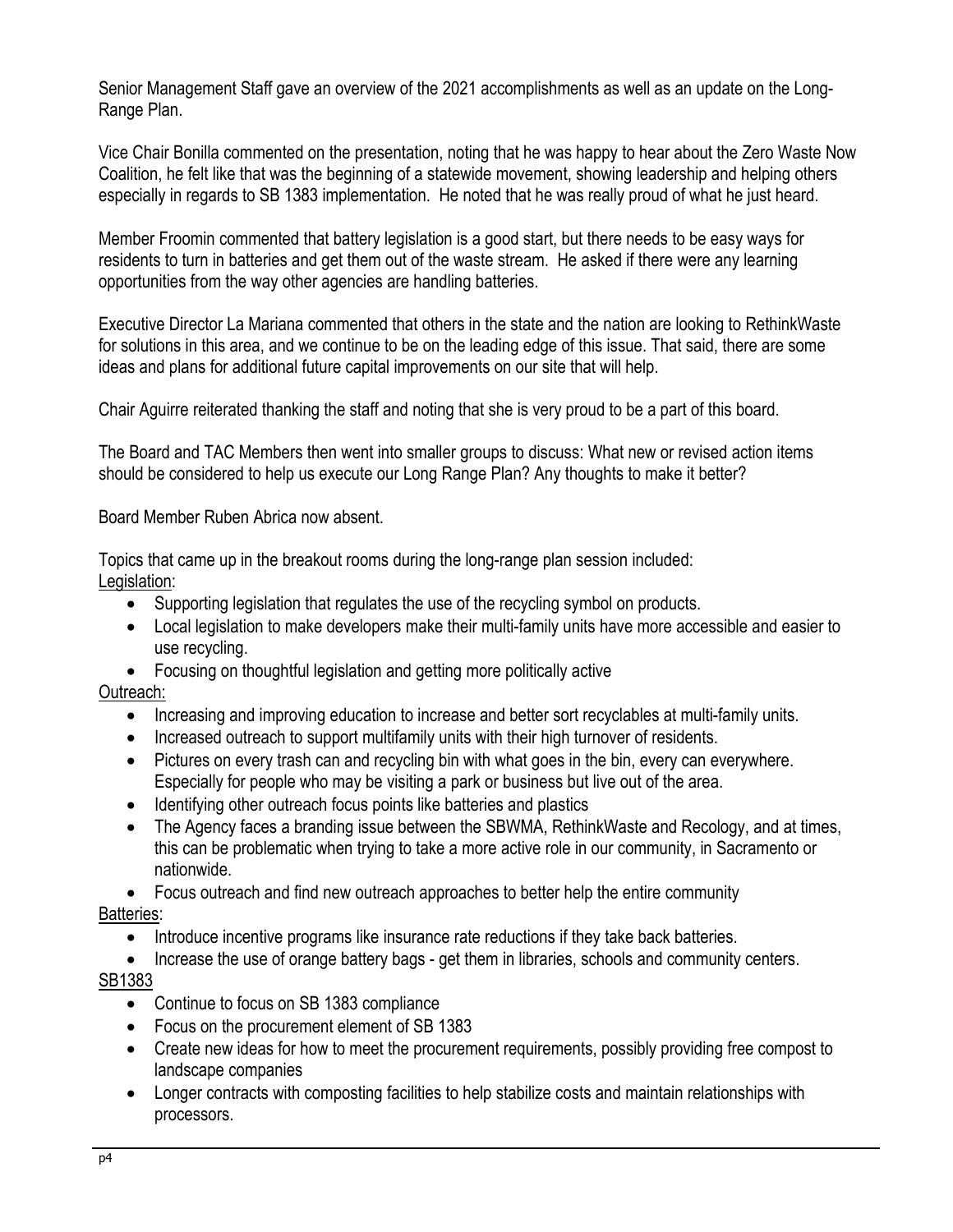Senior Management Staff gave an overview of the 2021 accomplishments as well as an update on the Long-Range Plan.

Vice Chair Bonilla commented on the presentation, noting that he was happy to hear about the Zero Waste Now Coalition, he felt like that was the beginning of a statewide movement, showing leadership and helping others especially in regards to SB 1383 implementation. He noted that he was really proud of what he just heard.

Member Froomin commented that battery legislation is a good start, but there needs to be easy ways for residents to turn in batteries and get them out of the waste stream. He asked if there were any learning opportunities from the way other agencies are handling batteries.

Executive Director La Mariana commented that others in the state and the nation are looking to RethinkWaste for solutions in this area, and we continue to be on the leading edge of this issue. That said, there are some ideas and plans for additional future capital improvements on our site that will help.

Chair Aguirre reiterated thanking the staff and noting that she is very proud to be a part of this board.

The Board and TAC Members then went into smaller groups to discuss: What new or revised action items should be considered to help us execute our Long Range Plan? Any thoughts to make it better?

Board Member Ruben Abrica now absent.

Topics that came up in the breakout rooms during the long-range plan session included:

Legislation:

- Supporting legislation that regulates the use of the recycling symbol on products.
- Local legislation to make developers make their multi-family units have more accessible and easier to use recycling.
- Focusing on thoughtful legislation and getting more politically active

Outreach:

- Increasing and improving education to increase and better sort recyclables at multi-family units.
- Increased outreach to support multifamily units with their high turnover of residents.
- Pictures on every trash can and recycling bin with what goes in the bin, every can everywhere. Especially for people who may be visiting a park or business but live out of the area.
- Identifying other outreach focus points like batteries and plastics
- The Agency faces a branding issue between the SBWMA, RethinkWaste and Recology, and at times, this can be problematic when trying to take a more active role in our community, in Sacramento or nationwide.
- Focus outreach and find new outreach approaches to better help the entire community

Batteries:

- Introduce incentive programs like insurance rate reductions if they take back batteries.
- Increase the use of orange battery bags - get them in libraries, schools and community centers.

SB1383

- Continue to focus on SB 1383 compliance
- Focus on the procurement element of SB 1383
- Create new ideas for how to meet the procurement requirements, possibly providing free compost to landscape companies
- Longer contracts with composting facilities to help stabilize costs and maintain relationships with processors.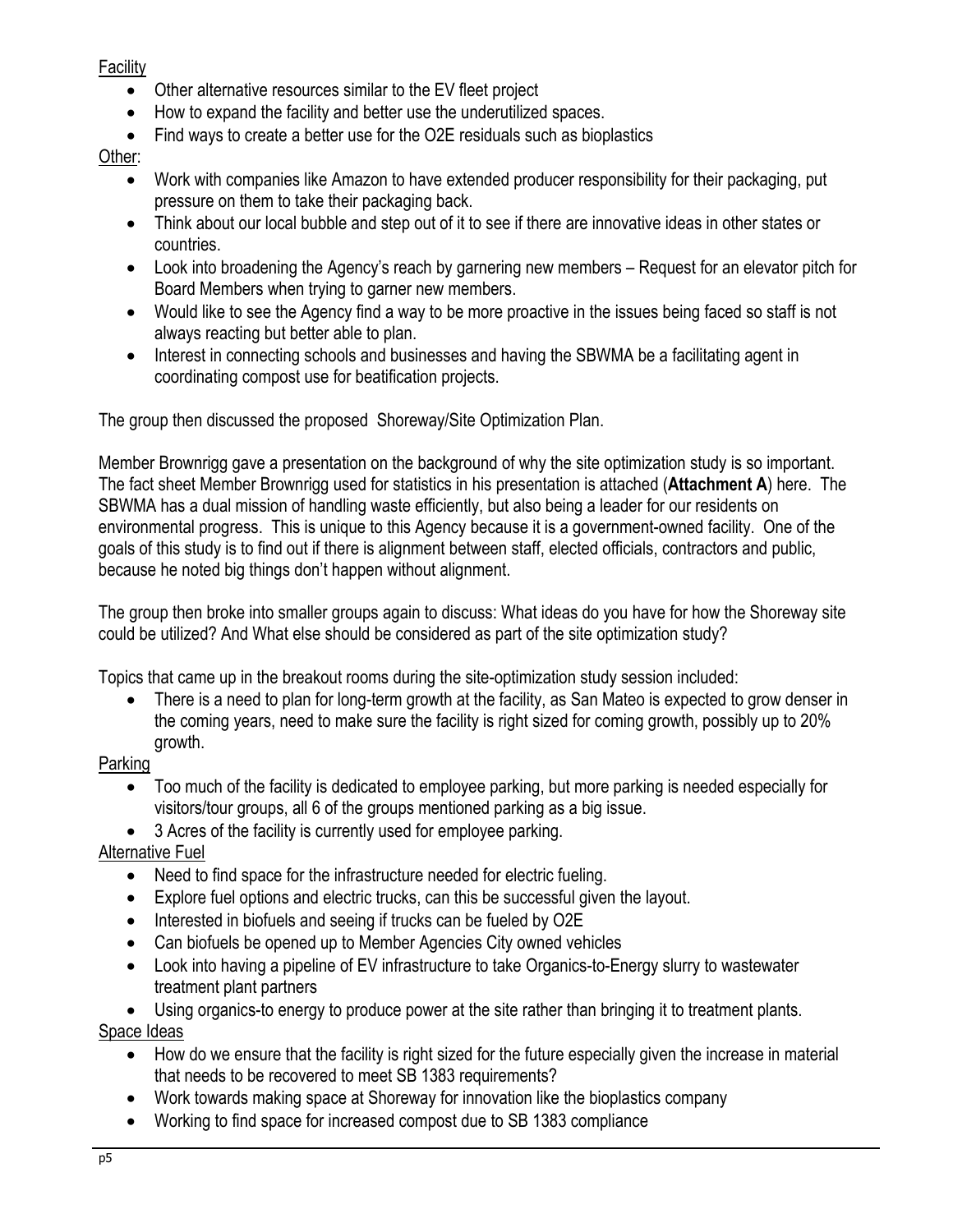Facility

- Other alternative resources similar to the EV fleet project
- How to expand the facility and better use the underutilized spaces.
- Find ways to create a better use for the O2E residuals such as bioplastics

Other:

- Work with companies like Amazon to have extended producer responsibility for their packaging, put pressure on them to take their packaging back.
- Think about our local bubble and step out of it to see if there are innovative ideas in other states or countries.
- Look into broadening the Agency's reach by garnering new members – Request for an elevator pitch for Board Members when trying to garner new members.
- Would like to see the Agency find a way to be more proactive in the issues being faced so staff is not always reacting but better able to plan.
- Interest in connecting schools and businesses and having the SBWMA be a facilitating agent in coordinating compost use for beatification projects.

The group then discussed the proposed Shoreway/Site Optimization Plan.

Member Brownrigg gave a presentation on the background of why the site optimization study is so important. The fact sheet Member Brownrigg used for statistics in his presentation is attached (**Attachment A**) here. The SBWMA has a dual mission of handling waste efficiently, but also being a leader for our residents on environmental progress. This is unique to this Agency because it is a government-owned facility. One of the goals of this study is to find out if there is alignment between staff, elected officials, contractors and public, because he noted big things don't happen without alignment.

The group then broke into smaller groups again to discuss: What ideas do you have for how the Shoreway site could be utilized? And What else should be considered as part of the site optimization study?

Topics that came up in the breakout rooms during the site-optimization study session included:

- There is a need to plan for long-term growth at the facility, as San Mateo is expected to grow denser in the coming years, need to make sure the facility is right sized for coming growth, possibly up to 20% growth.

Parking

- Too much of the facility is dedicated to employee parking, but more parking is needed especially for visitors/tour groups, all 6 of the groups mentioned parking as a big issue.
- 3 Acres of the facility is currently used for employee parking.

Alternative Fuel

- Need to find space for the infrastructure needed for electric fueling.
- Explore fuel options and electric trucks, can this be successful given the layout.
- Interested in biofuels and seeing if trucks can be fueled by O2E
- Can biofuels be opened up to Member Agencies City owned vehicles
- Look into having a pipeline of EV infrastructure to take Organics-to-Energy slurry to wastewater treatment plant partners
- Using organics-to energy to produce power at the site rather than bringing it to treatment plants.

Space Ideas

- How do we ensure that the facility is right sized for the future especially given the increase in material that needs to be recovered to meet SB 1383 requirements?
- Work towards making space at Shoreway for innovation like the bioplastics company
- Working to find space for increased compost due to SB 1383 compliance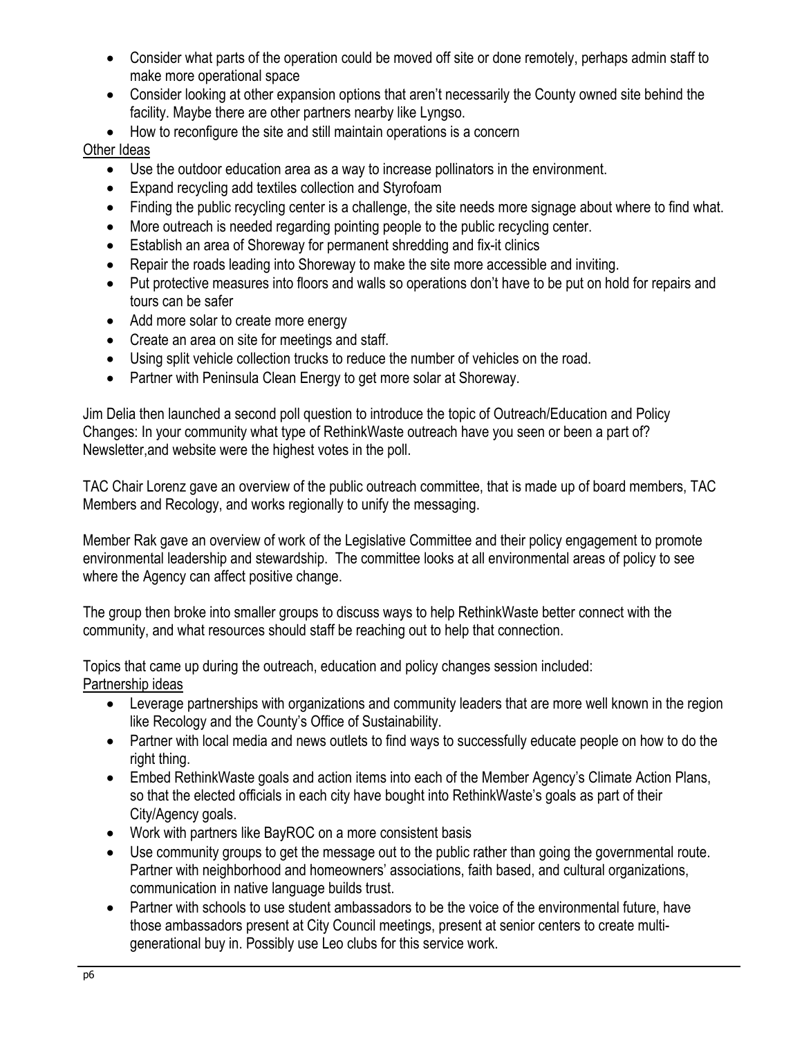- Consider what parts of the operation could be moved off site or done remotely, perhaps admin staff to make more operational space
- Consider looking at other expansion options that aren't necessarily the County owned site behind the facility. Maybe there are other partners nearby like Lyngso.
- How to reconfigure the site and still maintain operations is a concern

Other Ideas

- Use the outdoor education area as a way to increase pollinators in the environment.
- Expand recycling add textiles collection and Styrofoam
- Finding the public recycling center is a challenge, the site needs more signage about where to find what.
- More outreach is needed regarding pointing people to the public recycling center.
- Establish an area of Shoreway for permanent shredding and fix-it clinics
- Repair the roads leading into Shoreway to make the site more accessible and inviting.
- Put protective measures into floors and walls so operations don't have to be put on hold for repairs and tours can be safer
- Add more solar to create more energy
- Create an area on site for meetings and staff.
- Using split vehicle collection trucks to reduce the number of vehicles on the road.
- Partner with Peninsula Clean Energy to get more solar at Shoreway.

Jim Delia then launched a second poll question to introduce the topic of Outreach/Education and Policy Changes: In your community what type of RethinkWaste outreach have you seen or been a part of? Newsletter,and website were the highest votes in the poll.

TAC Chair Lorenz gave an overview of the public outreach committee, that is made up of board members, TAC Members and Recology, and works regionally to unify the messaging.

Member Rak gave an overview of work of the Legislative Committee and their policy engagement to promote environmental leadership and stewardship. The committee looks at all environmental areas of policy to see where the Agency can affect positive change.

The group then broke into smaller groups to discuss ways to help RethinkWaste better connect with the community, and what resources should staff be reaching out to help that connection.

Topics that came up during the outreach, education and policy changes session included:

Partnership ideas

- Leverage partnerships with organizations and community leaders that are more well known in the region like Recology and the County's Office of Sustainability.
- Partner with local media and news outlets to find ways to successfully educate people on how to do the right thing.
- Embed RethinkWaste goals and action items into each of the Member Agency's Climate Action Plans, so that the elected officials in each city have bought into RethinkWaste's goals as part of their City/Agency goals.
- Work with partners like BayROC on a more consistent basis
- Use community groups to get the message out to the public rather than going the governmental route. Partner with neighborhood and homeowners' associations, faith based, and cultural organizations, communication in native language builds trust.
- Partner with schools to use student ambassadors to be the voice of the environmental future, have those ambassadors present at City Council meetings, present at senior centers to create multi-generational buy in. Possibly use Leo clubs for this service work.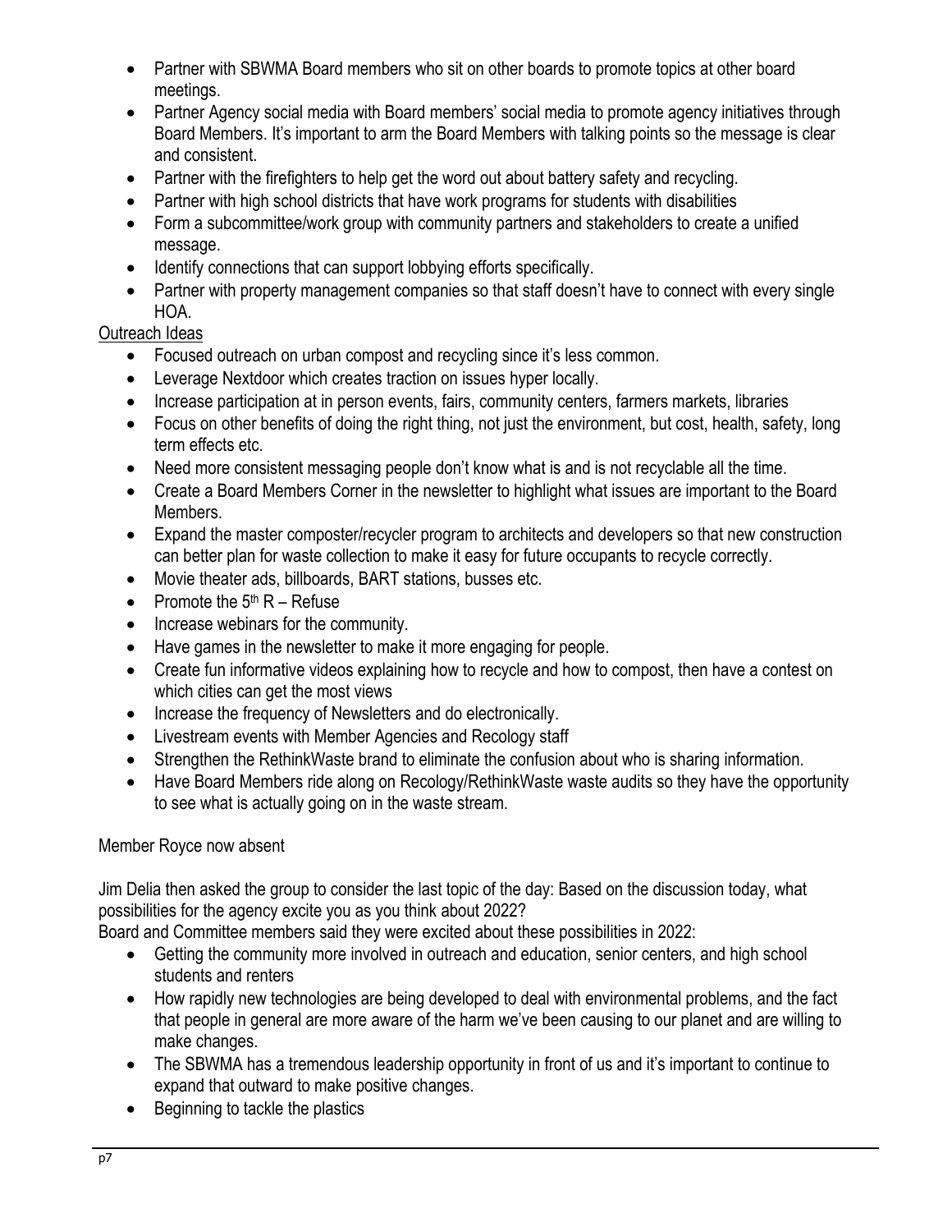- Partner with SBWMA Board members who sit on other boards to promote topics at other board meetings.
- Partner Agency social media with Board members' social media to promote agency initiatives through Board Members. It's important to arm the Board Members with talking points so the message is clear and consistent.
- Partner with the firefighters to help get the word out about battery safety and recycling.
- Partner with high school districts that have work programs for students with disabilities
- Form a subcommittee/work group with community partners and stakeholders to create a unified message.
- Identify connections that can support lobbying efforts specifically.
- Partner with property management companies so that staff doesn't have to connect with every single HOA.

Outreach Ideas

- Focused outreach on urban compost and recycling since it's less common.
- Leverage Nextdoor which creates traction on issues hyper locally.
- Increase participation at in person events, fairs, community centers, farmers markets, libraries
- Focus on other benefits of doing the right thing, not just the environment, but cost, health, safety, long term effects etc.
- Need more consistent messaging people don't know what is and is not recyclable all the time.
- Create a Board Members Corner in the newsletter to highlight what issues are important to the Board Members.
- Expand the master composter/recycler program to architects and developers so that new construction can better plan for waste collection to make it easy for future occupants to recycle correctly.
- Movie theater ads, billboards, BART stations, busses etc.
- Promote the 5th R – Refuse
- Increase webinars for the community.
- Have games in the newsletter to make it more engaging for people.
- Create fun informative videos explaining how to recycle and how to compost, then have a contest on which cities can get the most views
- Increase the frequency of Newsletters and do electronically.
- Livestream events with Member Agencies and Recology staff
- Strengthen the RethinkWaste brand to eliminate the confusion about who is sharing information.
- Have Board Members ride along on Recology/RethinkWaste waste audits so they have the opportunity to see what is actually going on in the waste stream.

Member Royce now absent

Jim Delia then asked the group to consider the last topic of the day: Based on the discussion today, what possibilities for the agency excite you as you think about 2022?

Board and Committee members said they were excited about these possibilities in 2022:

- Getting the community more involved in outreach and education, senior centers, and high school students and renters
- How rapidly new technologies are being developed to deal with environmental problems, and the fact that people in general are more aware of the harm we've been causing to our planet and are willing to make changes.
- The SBWMA has a tremendous leadership opportunity in front of us and it's important to continue to expand that outward to make positive changes.
- Beginning to tackle the plastics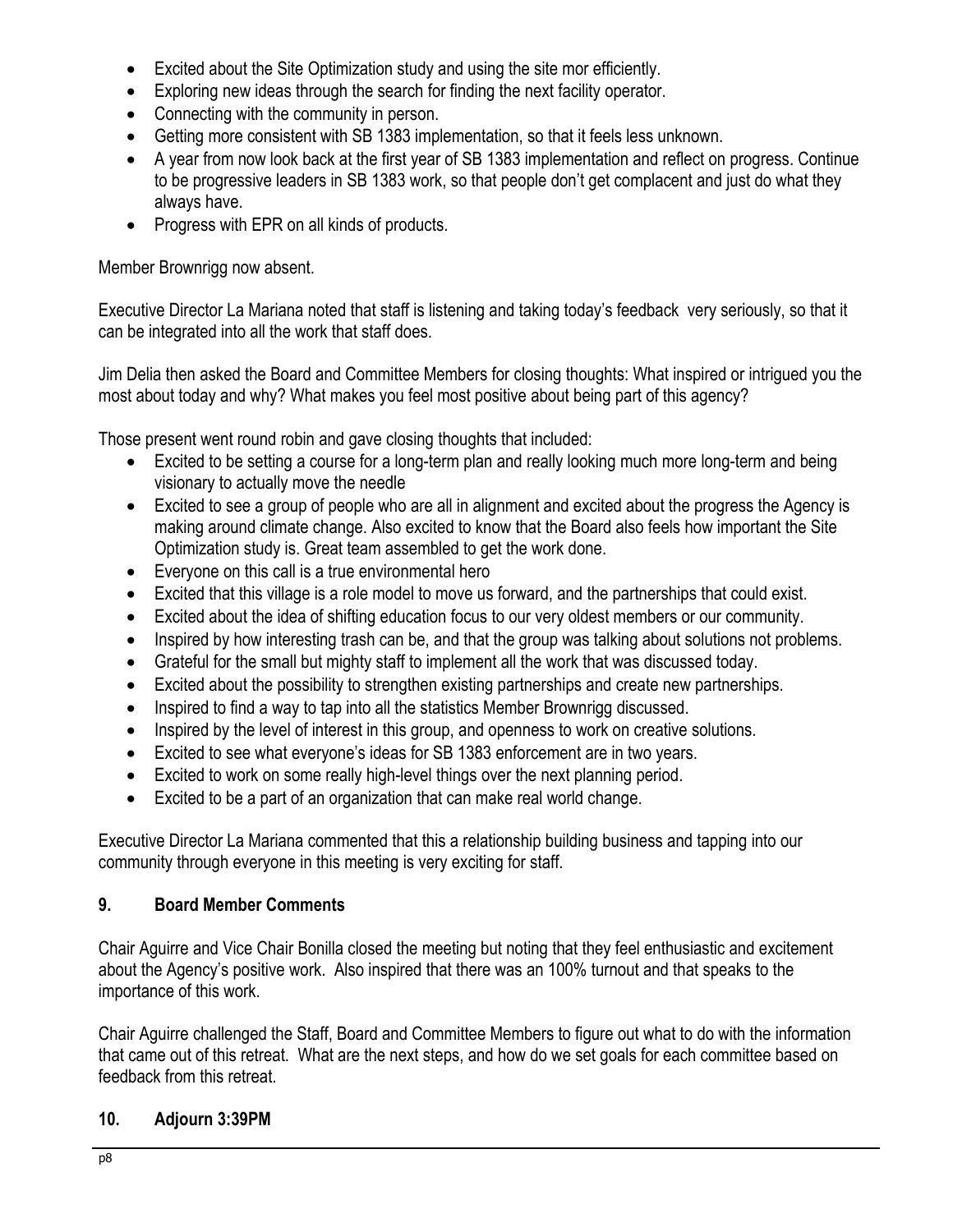- Excited about the Site Optimization study and using the site mor efficiently.
- Exploring new ideas through the search for finding the next facility operator.
- Connecting with the community in person.
- Getting more consistent with SB 1383 implementation, so that it feels less unknown.
- A year from now look back at the first year of SB 1383 implementation and reflect on progress. Continue to be progressive leaders in SB 1383 work, so that people don't get complacent and just do what they always have.
- Progress with EPR on all kinds of products.

Member Brownrigg now absent.

Executive Director La Mariana noted that staff is listening and taking today's feedback very seriously, so that it can be integrated into all the work that staff does.

Jim Delia then asked the Board and Committee Members for closing thoughts: What inspired or intrigued you the most about today and why? What makes you feel most positive about being part of this agency?

Those present went round robin and gave closing thoughts that included:

- Excited to be setting a course for a long-term plan and really looking much more long-term and being visionary to actually move the needle
- Excited to see a group of people who are all in alignment and excited about the progress the Agency is making around climate change. Also excited to know that the Board also feels how important the Site Optimization study is. Great team assembled to get the work done.
- Everyone on this call is a true environmental hero
- Excited that this village is a role model to move us forward, and the partnerships that could exist.
- Excited about the idea of shifting education focus to our very oldest members or our community.
- Inspired by how interesting trash can be, and that the group was talking about solutions not problems.
- Grateful for the small but mighty staff to implement all the work that was discussed today.
- Excited about the possibility to strengthen existing partnerships and create new partnerships.
- Inspired to find a way to tap into all the statistics Member Brownrigg discussed.
- Inspired by the level of interest in this group, and openness to work on creative solutions.
- Excited to see what everyone's ideas for SB 1383 enforcement are in two years.
- Excited to work on some really high-level things over the next planning period.
- Excited to be a part of an organization that can make real world change.

Executive Director La Mariana commented that this a relationship building business and tapping into our community through everyone in this meeting is very exciting for staff.

## 9. Board Member Comments

Chair Aguirre and Vice Chair Bonilla closed the meeting but noting that they feel enthusiastic and excitement about the Agency's positive work. Also inspired that there was an 100% turnout and that speaks to the importance of this work.

Chair Aguirre challenged the Staff, Board and Committee Members to figure out what to do with the information that came out of this retreat. What are the next steps, and how do we set goals for each committee based on feedback from this retreat.

## 10. Adjourn 3:39PM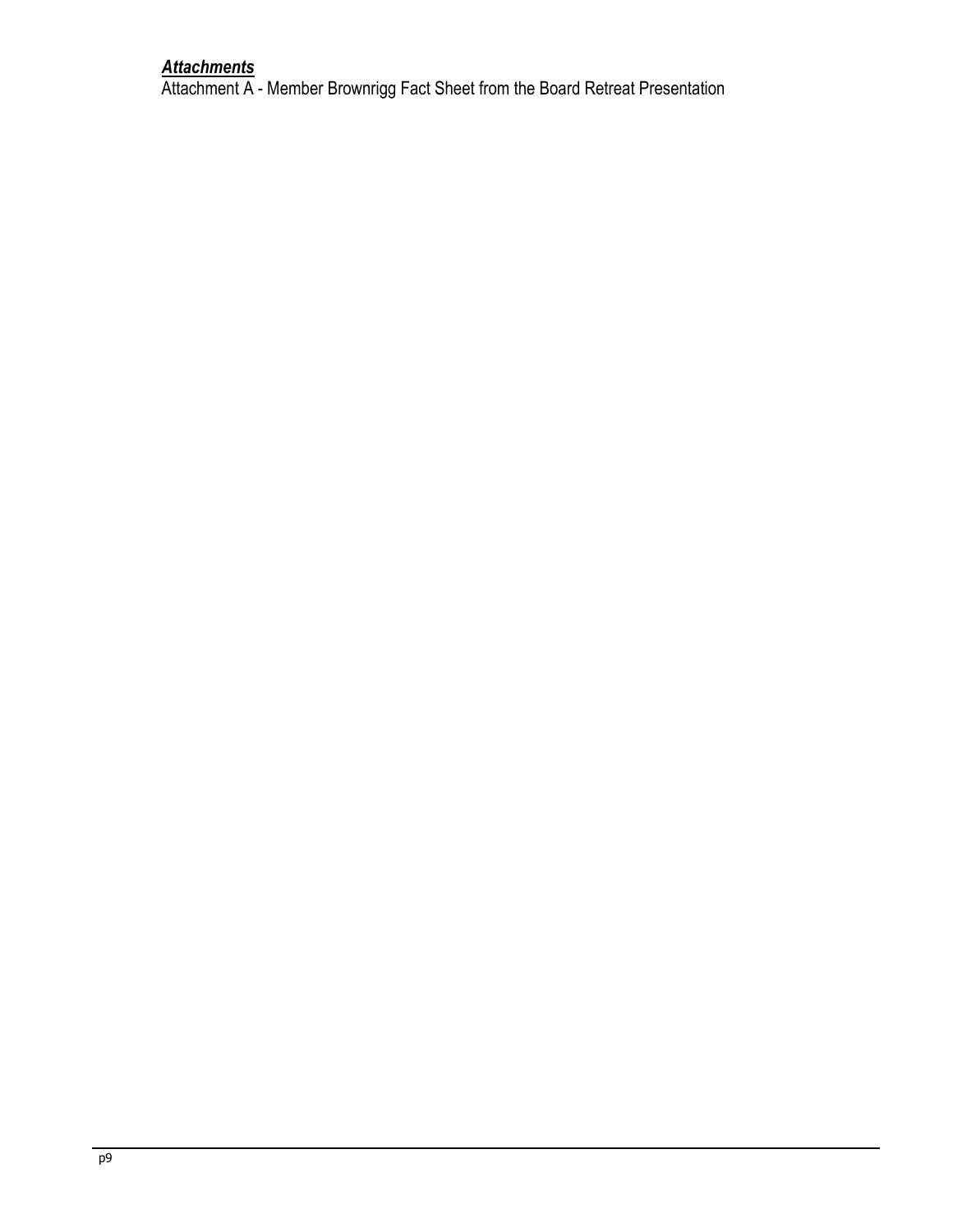***Attachments***

Attachment A - Member Brownrigg Fact Sheet from the Board Retreat Presentation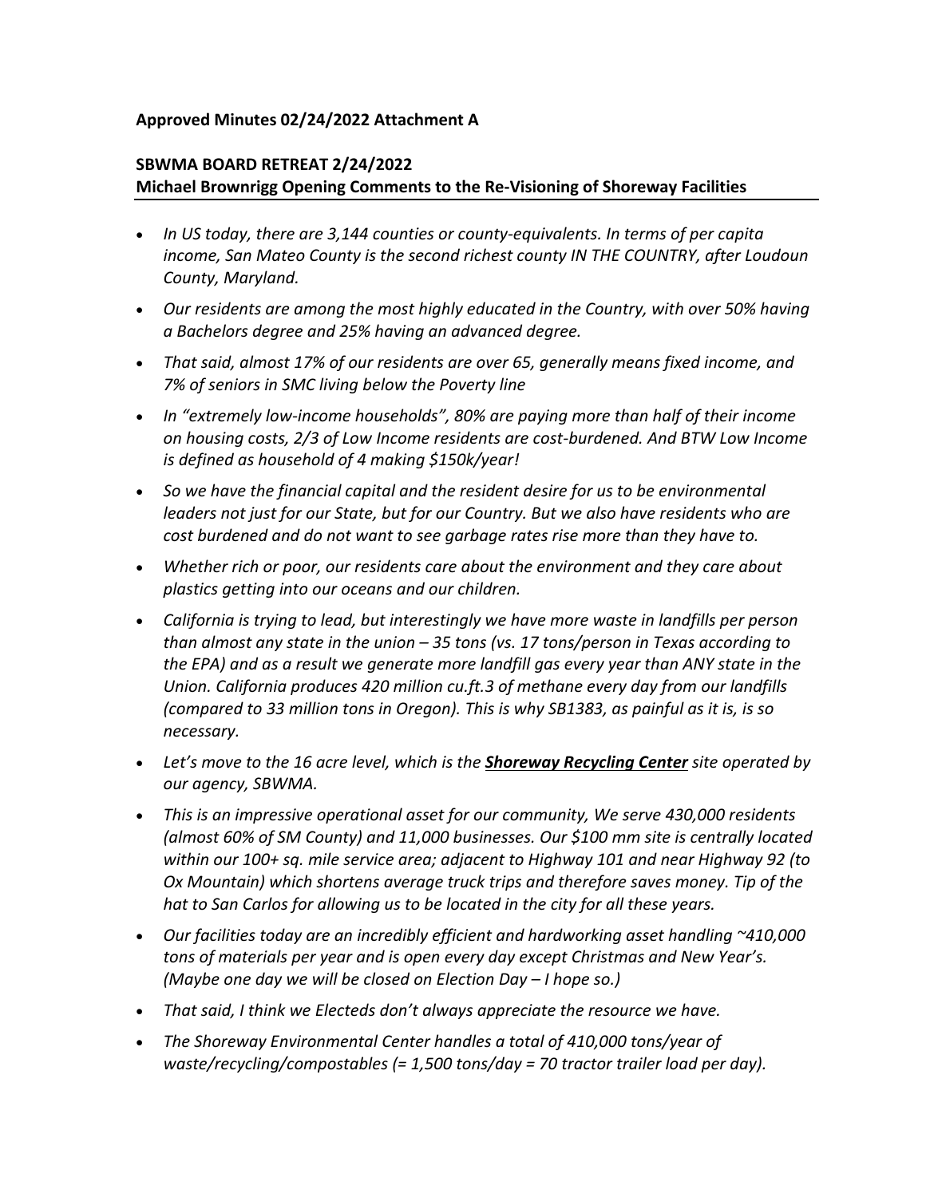**Approved Minutes 02/24/2022 Attachment A**

**SBWMA BOARD RETREAT 2/24/2022**
**Michael Brownrigg Opening Comments to the Re-Visioning of Shoreway Facilities**

- *In US today, there are 3,144 counties or county-equivalents. In terms of per capita income, San Mateo County is the second richest county IN THE COUNTRY, after Loudoun County, Maryland.*
- *Our residents are among the most highly educated in the Country, with over 50% having a Bachelors degree and 25% having an advanced degree.*
- *That said, almost 17% of our residents are over 65, generally means fixed income, and 7% of seniors in SMC living below the Poverty line*
- *In "extremely low-income households", 80% are paying more than half of their income on housing costs, 2/3 of Low Income residents are cost-burdened. And BTW Low Income is defined as household of 4 making $150k/year!*
- *So we have the financial capital and the resident desire for us to be environmental leaders not just for our State, but for our Country. But we also have residents who are cost burdened and do not want to see garbage rates rise more than they have to.*
- *Whether rich or poor, our residents care about the environment and they care about plastics getting into our oceans and our children.*
- *California is trying to lead, but interestingly we have more waste in landfills per person than almost any state in the union – 35 tons (vs. 17 tons/person in Texas according to the EPA) and as a result we generate more landfill gas every year than ANY state in the Union. California produces 420 million cu.ft.3 of methane every day from our landfills (compared to 33 million tons in Oregon). This is why SB1383, as painful as it is, is so necessary.*
- *Let's move to the 16 acre level, which is the **Shoreway Recycling Center** site operated by our agency, SBWMA.*
- *This is an impressive operational asset for our community, We serve 430,000 residents (almost 60% of SM County) and 11,000 businesses. Our $100 mm site is centrally located within our 100+ sq. mile service area; adjacent to Highway 101 and near Highway 92 (to Ox Mountain) which shortens average truck trips and therefore saves money. Tip of the hat to San Carlos for allowing us to be located in the city for all these years.*
- *Our facilities today are an incredibly efficient and hardworking asset handling ~410,000 tons of materials per year and is open every day except Christmas and New Year's. (Maybe one day we will be closed on Election Day – I hope so.)*
- *That said, I think we Electeds don't always appreciate the resource we have.*
- *The Shoreway Environmental Center handles a total of 410,000 tons/year of waste/recycling/compostables (= 1,500 tons/day = 70 tractor trailer load per day).*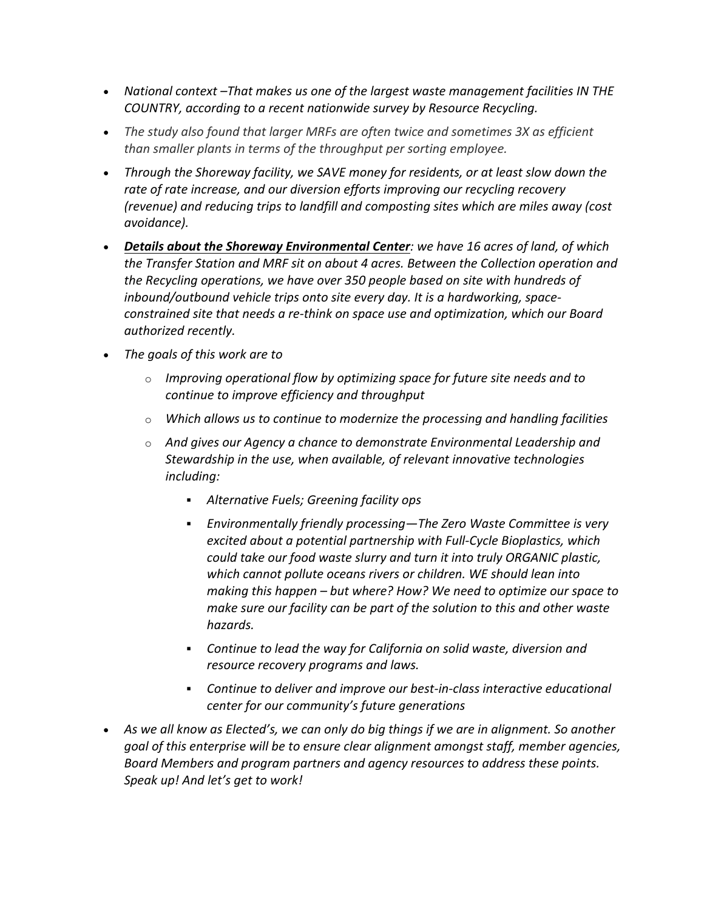- *National context –That makes us one of the largest waste management facilities IN THE COUNTRY, according to a recent nationwide survey by Resource Recycling.*
- *The study also found that larger MRFs are often twice and sometimes 3X as efficient than smaller plants in terms of the throughput per sorting employee.*
- *Through the Shoreway facility, we SAVE money for residents, or at least slow down the rate of rate increase, and our diversion efforts improving our recycling recovery (revenue) and reducing trips to landfill and composting sites which are miles away (cost avoidance).*
- ***<u>Details about the Shoreway Environmental Center</u>****: we have 16 acres of land, of which the Transfer Station and MRF sit on about 4 acres. Between the Collection operation and the Recycling operations, we have over 350 people based on site with hundreds of inbound/outbound vehicle trips onto site every day. It is a hardworking, space-constrained site that needs a re-think on space use and optimization, which our Board authorized recently.*
- *The goals of this work are to*
  - *Improving operational flow by optimizing space for future site needs and to continue to improve efficiency and throughput*
  - *Which allows us to continue to modernize the processing and handling facilities*
  - *And gives our Agency a chance to demonstrate Environmental Leadership and Stewardship in the use, when available, of relevant innovative technologies including:*
    - *Alternative Fuels; Greening facility ops*
    - *Environmentally friendly processing—The Zero Waste Committee is very excited about a potential partnership with Full-Cycle Bioplastics, which could take our food waste slurry and turn it into truly ORGANIC plastic, which cannot pollute oceans rivers or children. WE should lean into making this happen – but where? How? We need to optimize our space to make sure our facility can be part of the solution to this and other waste hazards.*
    - *Continue to lead the way for California on solid waste, diversion and resource recovery programs and laws.*
    - *Continue to deliver and improve our best-in-class interactive educational center for our community's future generations*
- *As we all know as Elected's, we can only do big things if we are in alignment. So another goal of this enterprise will be to ensure clear alignment amongst staff, member agencies, Board Members and program partners and agency resources to address these points. Speak up! And let's get to work!*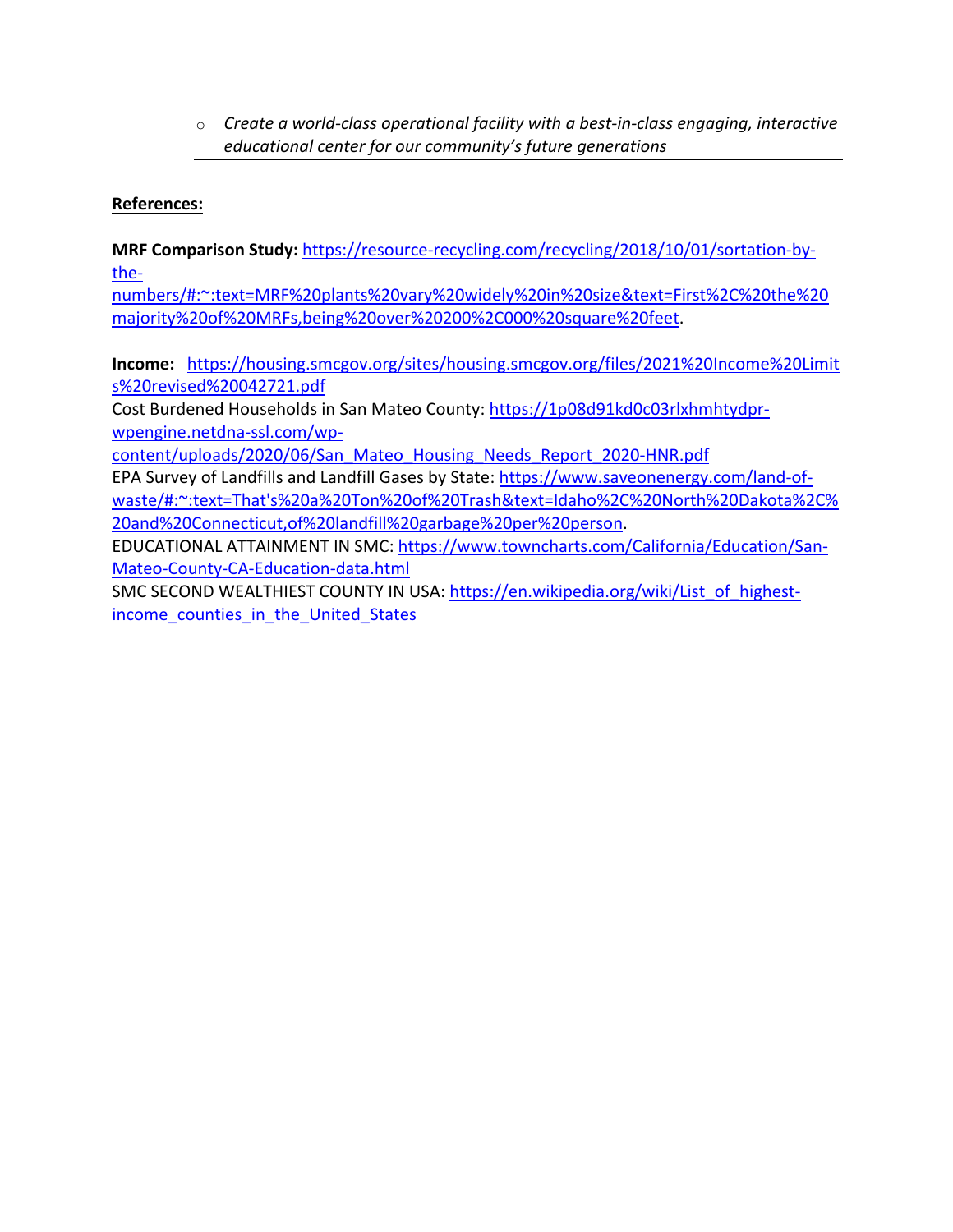- *Create a world-class operational facility with a best-in-class engaging, interactive educational center for our community's future generations*

---

**References:**

**MRF Comparison Study:** https://resource-recycling.com/recycling/2018/10/01/sortation-by-the-numbers/#:~:text=MRF%20plants%20vary%20widely%20in%20size&text=First%2C%20the%20majority%20of%20MRFs,being%20over%20200%2C000%20square%20feet.

**Income:** https://housing.smcgov.org/sites/housing.smcgov.org/files/2021%20Income%20Limits%20revised%20042721.pdf

Cost Burdened Households in San Mateo County: https://1p08d91kd0c03rlxhmhtydpr-wpengine.netdna-ssl.com/wp-content/uploads/2020/06/San_Mateo_Housing_Needs_Report_2020-HNR.pdf

EPA Survey of Landfills and Landfill Gases by State: https://www.saveonenergy.com/land-of-waste/#:~:text=That's%20a%20Ton%20of%20Trash&text=Idaho%2C%20North%20Dakota%2C%20and%20Connecticut,of%20landfill%20garbage%20per%20person.

EDUCATIONAL ATTAINMENT IN SMC: https://www.towncharts.com/California/Education/San-Mateo-County-CA-Education-data.html

SMC SECOND WEALTHIEST COUNTY IN USA: https://en.wikipedia.org/wiki/List_of_highest-income_counties_in_the_United_States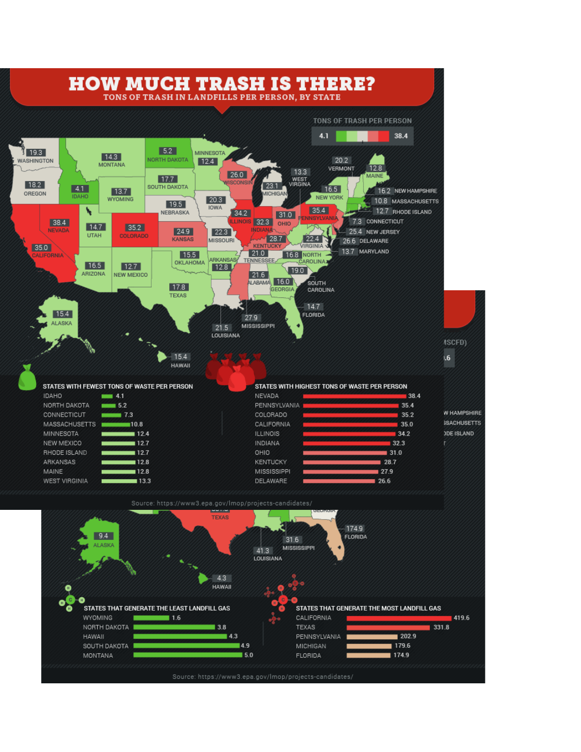# HOW MUCH TRASH IS THERE?

## TONS OF TRASH IN LANDFILLS PER PERSON, BY STATE

TONS OF TRASH PER PERSON

4.1 38.4

19.3 WASHINGTON
18.2 OREGON
35.0 CALIFORNIA
38.4 NEVADA
4.1 IDAHO
14.3 MONTANA
13.7 WYOMING
14.7 UTAH
16.5 ARIZONA
35.2 COLORADO
12.7 NEW MEXICO
5.2 NORTH DAKOTA
17.7 SOUTH DAKOTA
19.5 NEBRASKA
24.9 KANSAS
15.5 OKLAHOMA
17.8 TEXAS
12.4 MINNESOTA
20.3 IOWA
22.3 MISSOURI
12.8 ARKANSAS
21.5 LOUISIANA
26.0 WISCONSIN
34.2 ILLINOIS
27.9 MISSISSIPPI
23.1 MICHIGAN
32.3 INDIANA
28.7 KENTUCKY
21.0 TENNESSEE
21.6 ALABAMA
31.0 OHIO
13.3 WEST VIRGINIA
22.4 VIRGINIA
16.8 NORTH CAROLINA
19.0 SOUTH CAROLINA
16.0 GEORGIA
14.7 FLORIDA
35.4 PENNSYLVANIA
16.5 NEW YORK
20.2 VERMONT
12.8 MAINE
16.2 NEW HAMPSHIRE
10.8 MASSACHUSETTS
12.7 RHODE ISLAND
7.3 CONNECTICUT
25.4 NEW JERSEY
26.6 DELAWARE
13.7 MARYLAND
15.4 ALASKA
15.4 HAWAII

STATES WITH FEWEST TONS OF WASTE PER PERSON

IDAHO 4.1
NORTH DAKOTA 5.2
CONNECTICUT 7.3
MASSACHUSETTS 10.8
MINNESOTA 12.4
NEW MEXICO 12.7
RHODE ISLAND 12.7
ARKANSAS 12.8
MAINE 12.8
WEST VIRGINIA 13.3

STATES WITH HIGHEST TONS OF WASTE PER PERSON

NEVADA 38.4
PENNSYLVANIA 35.4
COLORADO 35.2
CALIFORNIA 35.0
ILLINOIS 34.2
INDIANA 32.3
OHIO 31.0
KENTUCKY 28.7
MISSISSIPPI 27.9
DELAWARE 26.6

Source: https://www3.epa.gov/lmop/projects-candidates/

MSCFD)

9.4 ALASKA
4.3 HAWAII
41.3 LOUISIANA
31.6 MISSISSIPPI
174.9 FLORIDA
TEXAS

STATES THAT GENERATE THE LEAST LANDFILL GAS

WYOMING 1.6
NORTH DAKOTA 3.8
HAWAII 4.3
SOUTH DAKOTA 4.9
MONTANA 5.0

STATES THAT GENERATE THE MOST LANDFILL GAS

CALIFORNIA 419.6
TEXAS 331.8
PENNSYLVANIA 202.9
MICHIGAN 179.6
FLORIDA 174.9

Source: https://www3.epa.gov/lmop/projects-candidates/